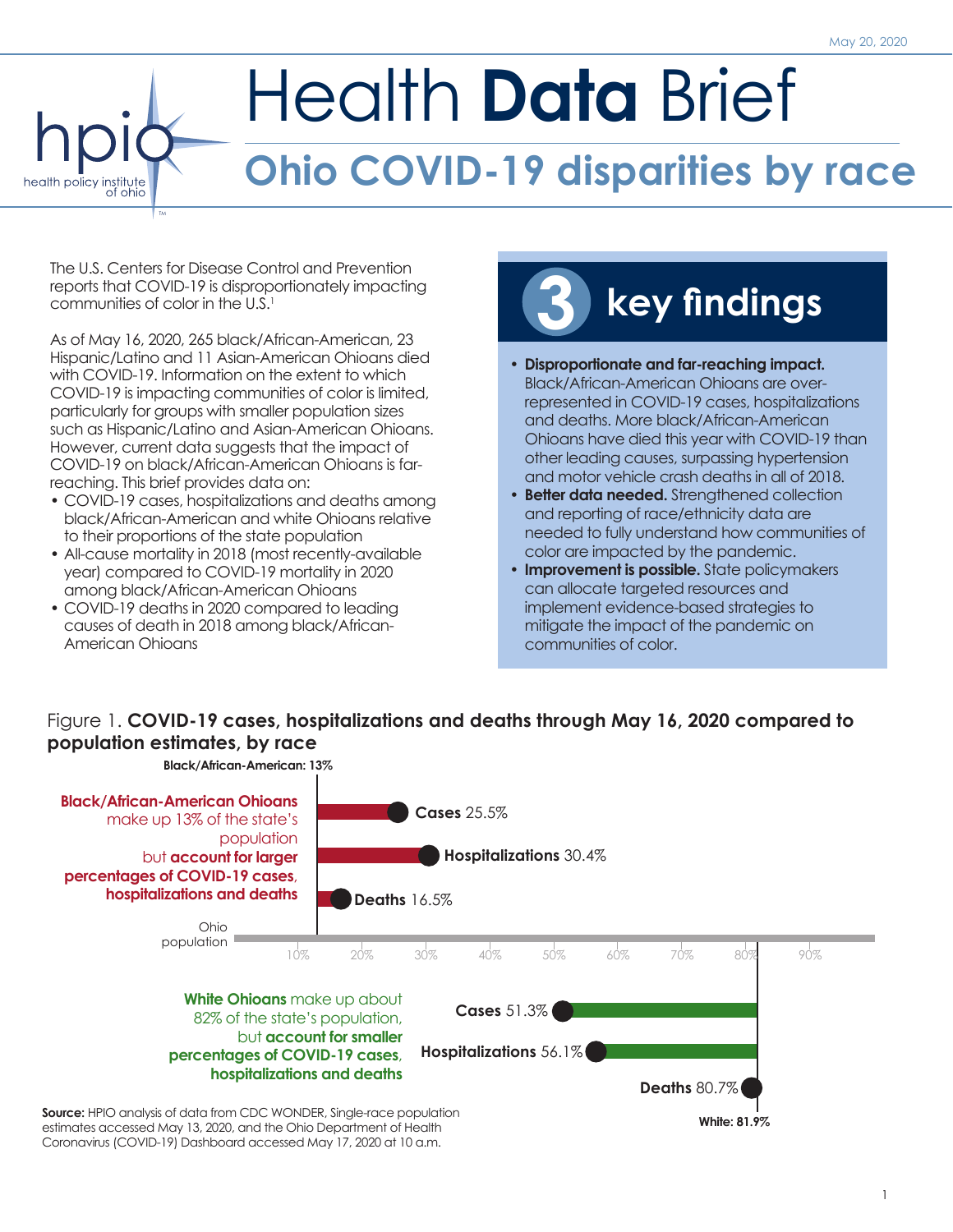May 20, 2020

hpio health policy institute of ohio

# Health **Data** Brief

## Ohio COVID-19 disparities by race

The U.S. Centers for Disease Control and Prevention reports that COVID-19 is disproportionately impacting communities of color in the U.S.[1]

As of May 16, 2020, 265 black/African-American, 23 Hispanic/Latino and 11 Asian-American Ohioans died with COVID-19. Information on the extent to which COVID-19 is impacting communities of color is limited, particularly for groups with smaller population sizes such as Hispanic/Latino and Asian-American Ohioans. However, current data suggests that the impact of COVID-19 on black/African-American Ohioans is far-reaching. This brief provides data on:

- COVID-19 cases, hospitalizations and deaths among black/African-American and white Ohioans relative to their proportions of the state population
- All-cause mortality in 2018 (most recently-available year) compared to COVID-19 mortality in 2020 among black/African-American Ohioans
- COVID-19 deaths in 2020 compared to leading causes of death in 2018 among black/African-American Ohioans

### 3 key findings

- **Disproportionate and far-reaching impact.** Black/African-American Ohioans are over-represented in COVID-19 cases, hospitalizations and deaths. More black/African-American Ohioans have died this year with COVID-19 than other leading causes, surpassing hypertension and motor vehicle crash deaths in all of 2018.
- **Better data needed.** Strengthened collection and reporting of race/ethnicity data are needed to fully understand how communities of color are impacted by the pandemic.
- **Improvement is possible.** State policymakers can allocate targeted resources and implement evidence-based strategies to mitigate the impact of the pandemic on communities of color.

Figure 1. **COVID-19 cases, hospitalizations and deaths through May 16, 2020 compared to population estimates, by race**

**Black/African-American Ohioans** make up 13% of the state's population but **account for larger percentages of COVID-19 cases, hospitalizations and deaths**

| Black/African-American (population: 13%) | Percent |
| --- | --- |
| Cases | 25.5% |
| Hospitalizations | 30.4% |
| Deaths | 16.5% |

**White Ohioans** make up about 82% of the state's population, but **account for smaller percentages of COVID-19 cases, hospitalizations and deaths**

| White (population: 81.9%) | Percent |
| --- | --- |
| Cases | 51.3% |
| Hospitalizations | 56.1% |
| Deaths | 80.7% |

**Source:** HPIO analysis of data from CDC WONDER, Single-race population estimates accessed May 13, 2020, and the Ohio Department of Health Coronavirus (COVID-19) Dashboard accessed May 17, 2020 at 10 a.m.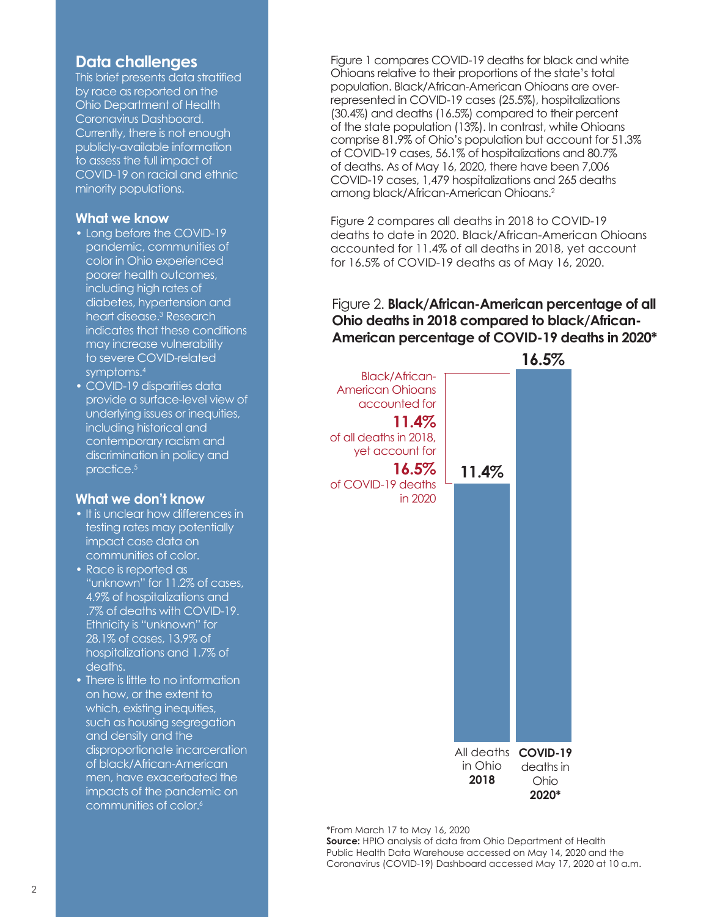## Data challenges

This brief presents data stratified by race as reported on the Ohio Department of Health Coronavirus Dashboard. Currently, there is not enough publicly-available information to assess the full impact of COVID-19 on racial and ethnic minority populations.

### What we know

- Long before the COVID-19 pandemic, communities of color in Ohio experienced poorer health outcomes, including high rates of diabetes, hypertension and heart disease.[3] Research indicates that these conditions may increase vulnerability to severe COVID-related symptoms.[4]
- COVID-19 disparities data provide a surface-level view of underlying issues or inequities, including historical and contemporary racism and discrimination in policy and practice.[5]

### What we don't know

- It is unclear how differences in testing rates may potentially impact case data on communities of color.
- Race is reported as "unknown" for 11.2% of cases, 4.9% of hospitalizations and .7% of deaths with COVID-19. Ethnicity is "unknown" for 28.1% of cases, 13.9% of hospitalizations and 1.7% of deaths.
- There is little to no information on how, or the extent to which, existing inequities, such as housing segregation and density and the disproportionate incarceration of black/African-American men, have exacerbated the impacts of the pandemic on communities of color.[6]

Figure 1 compares COVID-19 deaths for black and white Ohioans relative to their proportions of the state's total population. Black/African-American Ohioans are over-represented in COVID-19 cases (25.5%), hospitalizations (30.4%) and deaths (16.5%) compared to their percent of the state population (13%). In contrast, white Ohioans comprise 81.9% of Ohio's population but account for 51.3% of COVID-19 cases, 56.1% of hospitalizations and 80.7% of deaths. As of May 16, 2020, there have been 7,006 COVID-19 cases, 1,479 hospitalizations and 265 deaths among black/African-American Ohioans.[2]

Figure 2 compares all deaths in 2018 to COVID-19 deaths to date in 2020. Black/African-American Ohioans accounted for 11.4% of all deaths in 2018, yet account for 16.5% of COVID-19 deaths as of May 16, 2020.

Figure 2. **Black/African-American percentage of all Ohio deaths in 2018 compared to black/African-American percentage of COVID-19 deaths in 2020***

Black/African-American Ohioans accounted for **11.4%** of all deaths in 2018, yet account for **16.5%** of COVID-19 deaths in 2020

| | Percentage |
|---|---|
| All deaths in Ohio **2018** | 11.4% |
| **COVID-19** deaths in Ohio **2020*** | 16.5% |

*From March 17 to May 16, 2020

**Source:** HPIO analysis of data from Ohio Department of Health Public Health Data Warehouse accessed on May 14, 2020 and the Coronavirus (COVID-19) Dashboard accessed May 17, 2020 at 10 a.m.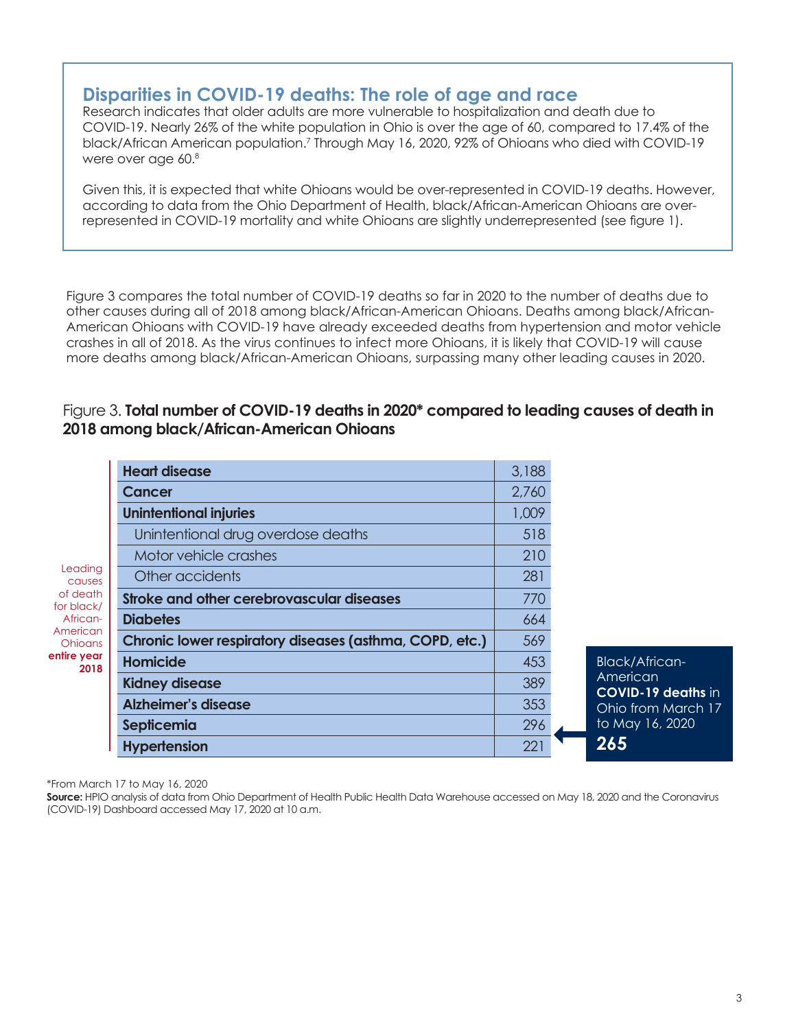## Disparities in COVID-19 deaths: The role of age and race

Research indicates that older adults are more vulnerable to hospitalization and death due to COVID-19. Nearly 26% of the white population in Ohio is over the age of 60, compared to 17.4% of the black/African American population.[7] Through May 16, 2020, 92% of Ohioans who died with COVID-19 were over age 60.[8]

Given this, it is expected that white Ohioans would be over-represented in COVID-19 deaths. However, according to data from the Ohio Department of Health, black/African-American Ohioans are over-represented in COVID-19 mortality and white Ohioans are slightly underrepresented (see figure 1).

Figure 3 compares the total number of COVID-19 deaths so far in 2020 to the number of deaths due to other causes during all of 2018 among black/African-American Ohioans. Deaths among black/African-American Ohioans with COVID-19 have already exceeded deaths from hypertension and motor vehicle crashes in all of 2018. As the virus continues to infect more Ohioans, it is likely that COVID-19 will cause more deaths among black/African-American Ohioans, surpassing many other leading causes in 2020.

Figure 3. **Total number of COVID-19 deaths in 2020* compared to leading causes of death in 2018 among black/African-American Ohioans**

Leading causes of death for black/African-American Ohioans **entire year 2018**

| Cause of death | Deaths |
|---|---|
| **Heart disease** | 3,188 |
| **Cancer** | 2,760 |
| **Unintentional injuries** | 1,009 |
| Unintentional drug overdose deaths | 518 |
| Motor vehicle crashes | 210 |
| Other accidents | 281 |
| **Stroke and other cerebrovascular diseases** | 770 |
| **Diabetes** | 664 |
| **Chronic lower respiratory diseases (asthma, COPD, etc.)** | 569 |
| **Homicide** | 453 |
| **Kidney disease** | 389 |
| **Alzheimer's disease** | 353 |
| **Septicemia** | 296 |
| **Hypertension** | 221 |

Black/African-American **COVID-19 deaths** in Ohio from March 17 to May 16, 2020: **265**

*From March 17 to May 16, 2020

**Source:** HPIO analysis of data from Ohio Department of Health Public Health Data Warehouse accessed on May 18, 2020 and the Coronavirus (COVID-19) Dashboard accessed May 17, 2020 at 10 a.m.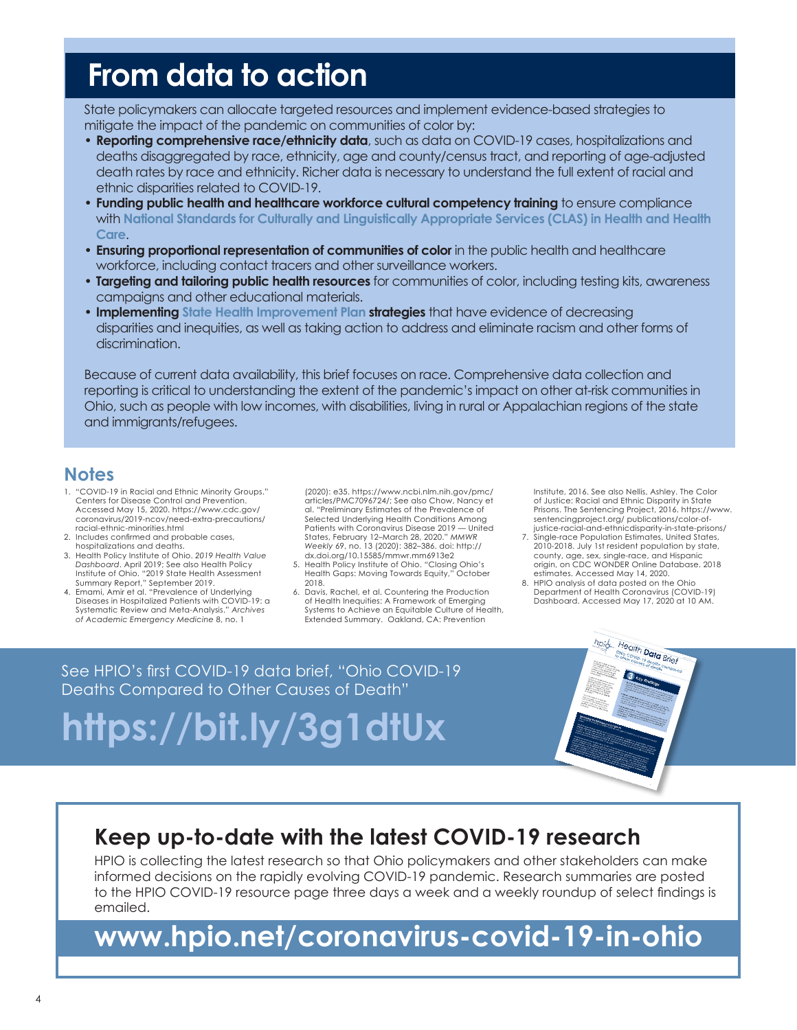# From data to action

State policymakers can allocate targeted resources and implement evidence-based strategies to mitigate the impact of the pandemic on communities of color by:

- **Reporting comprehensive race/ethnicity data**, such as data on COVID-19 cases, hospitalizations and deaths disaggregated by race, ethnicity, age and county/census tract, and reporting of age-adjusted death rates by race and ethnicity. Richer data is necessary to understand the full extent of racial and ethnic disparities related to COVID-19.
- **Funding public health and healthcare workforce cultural competency training** to ensure compliance with **National Standards for Culturally and Linguistically Appropriate Services (CLAS) in Health and Health Care**.
- **Ensuring proportional representation of communities of color** in the public health and healthcare workforce, including contact tracers and other surveillance workers.
- **Targeting and tailoring public health resources** for communities of color, including testing kits, awareness campaigns and other educational materials.
- **Implementing State Health Improvement Plan strategies** that have evidence of decreasing disparities and inequities, as well as taking action to address and eliminate racism and other forms of discrimination.

Because of current data availability, this brief focuses on race. Comprehensive data collection and reporting is critical to understanding the extent of the pandemic's impact on other at-risk communities in Ohio, such as people with low incomes, with disabilities, living in rural or Appalachian regions of the state and immigrants/refugees.

## Notes

1. "COVID-19 in Racial and Ethnic Minority Groups." Centers for Disease Control and Prevention. Accessed May 15, 2020. https://www.cdc.gov/coronavirus/2019-ncov/need-extra-precautions/racial-ethnic-minorities.html
2. Includes confirmed and probable cases, hospitalizations and deaths.
3. Health Policy Institute of Ohio. *2019 Health Value Dashboard*. April 2019; See also Health Policy Institute of Ohio. "2019 State Health Assessment Summary Report," September 2019.
4. Emami, Amir et al. "Prevalence of Underlying Diseases in Hospitalized Patients with COVID-19: a Systematic Review and Meta-Analysis." *Archives of Academic Emergency Medicine* 8, no. 1 (2020): e35. https://www.ncbi.nlm.nih.gov/pmc/articles/PMC7096724/; See also Chow, Nancy et al. "Preliminary Estimates of the Prevalence of Selected Underlying Health Conditions Among Patients with Coronavirus Disease 2019 — United States, February 12–March 28, 2020." *MMWR Weekly* 69, no. 13 (2020): 382–386. doi: http://dx.doi.org/10.15585/mmwr.mm6913e2
5. Health Policy Institute of Ohio. "Closing Ohio's Health Gaps: Moving Towards Equity," October 2018.
6. Davis, Rachel, et al. Countering the Production of Health Inequities: A Framework of Emerging Systems to Achieve an Equitable Culture of Health, Extended Summary. Oakland, CA: Prevention Institute, 2016. See also Nellis, Ashley. The Color of Justice: Racial and Ethnic Disparity in State Prisons. The Sentencing Project, 2016. https://www.sentencingproject.org/ publications/color-of-justice-racial-and-ethnicdisparity-in-state-prisons/
7. Single-race Population Estimates, United States, 2010-2018. July 1st resident population by state, county, age, sex, single-race, and Hispanic origin, on CDC WONDER Online Database. 2018 estimates. Accessed May 14, 2020.
8. HPIO analysis of data posted on the Ohio Department of Health Coronavirus (COVID-19) Dashboard. Accessed May 17, 2020 at 10 AM.

See HPIO's first COVID-19 data brief, "Ohio COVID-19 Deaths Compared to Other Causes of Death"

**https://bit.ly/3g1dtUx**

## Keep up-to-date with the latest COVID-19 research

HPIO is collecting the latest research so that Ohio policymakers and other stakeholders can make informed decisions on the rapidly evolving COVID-19 pandemic. Research summaries are posted to the HPIO COVID-19 resource page three days a week and a weekly roundup of select findings is emailed.

**www.hpio.net/coronavirus-covid-19-in-ohio**